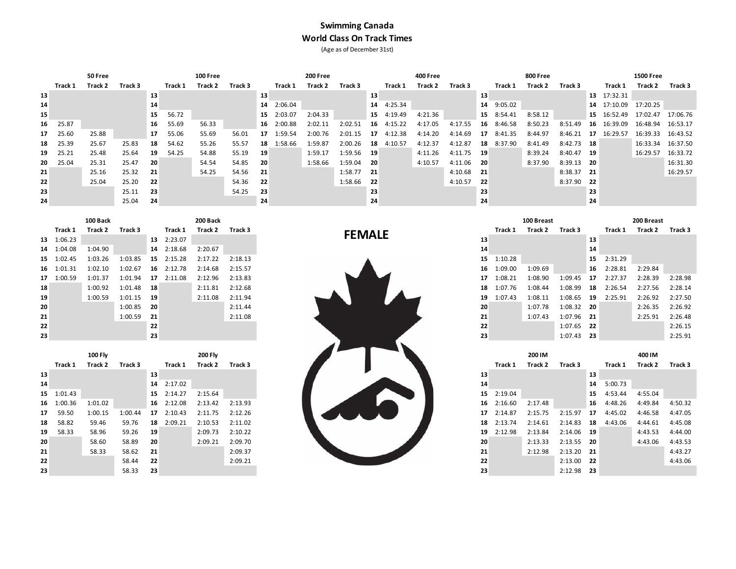# Swimming Canada
## World Class On Track Times

(Age as of December 31st)

## FEMALE

### 50 Free

| Age | Track 1 | Track 2 | Track 3 |
|---|---|---|---|
| 13 | | | |
| 14 | | | |
| 15 | | | |
| 16 | 25.87 | | |
| 17 | 25.60 | 25.88 | |
| 18 | 25.39 | 25.67 | 25.83 |
| 19 | 25.21 | 25.48 | 25.64 |
| 20 | 25.04 | 25.31 | 25.47 |
| 21 | | 25.16 | 25.32 |
| 22 | | 25.04 | 25.20 |
| 23 | | | 25.11 |
| 24 | | | 25.04 |

### 100 Free

| Age | Track 1 | Track 2 | Track 3 |
|---|---|---|---|
| 13 | | | |
| 14 | | | |
| 15 | 56.72 | | |
| 16 | 55.69 | 56.33 | |
| 17 | 55.06 | 55.69 | 56.01 |
| 18 | 54.62 | 55.26 | 55.57 |
| 19 | 54.25 | 54.88 | 55.19 |
| 20 | | 54.54 | 54.85 |
| 21 | | 54.25 | 54.56 |
| 22 | | | 54.36 |
| 23 | | | 54.25 |
| 24 | | | |

### 200 Free

| Age | Track 1 | Track 2 | Track 3 |
|---|---|---|---|
| 13 | | | |
| 14 | 2:06.04 | | |
| 15 | 2:03.07 | 2:04.33 | |
| 16 | 2:00.88 | 2:02.11 | 2:02.51 |
| 17 | 1:59.54 | 2:00.76 | 2:01.15 |
| 18 | 1:58.66 | 1:59.87 | 2:00.26 |
| 19 | | 1:59.17 | 1:59.56 |
| 20 | | 1:58.66 | 1:59.04 |
| 21 | | | 1:58.77 |
| 22 | | | 1:58.66 |
| 23 | | | |
| 24 | | | |

### 400 Free

| Age | Track 1 | Track 2 | Track 3 |
|---|---|---|---|
| 13 | | | |
| 14 | 4:25.34 | | |
| 15 | 4:19.49 | 4:21.36 | |
| 16 | 4:15.22 | 4:17.05 | 4:17.55 |
| 17 | 4:12.38 | 4:14.20 | 4:14.69 |
| 18 | 4:10.57 | 4:12.37 | 4:12.87 |
| 19 | | 4:11.26 | 4:11.75 |
| 20 | | 4:10.57 | 4:11.06 |
| 21 | | | 4:10.68 |
| 22 | | | 4:10.57 |
| 23 | | | |
| 24 | | | |

### 800 Free

| Age | Track 1 | Track 2 | Track 3 |
|---|---|---|---|
| 13 | | | |
| 14 | 9:05.02 | | |
| 15 | 8:54.41 | 8:58.12 | |
| 16 | 8:46.58 | 8:50.23 | 8:51.49 |
| 17 | 8:41.35 | 8:44.97 | 8:46.21 |
| 18 | 8:37.90 | 8:41.49 | 8:42.73 |
| 19 | | 8:39.24 | 8:40.47 |
| 20 | | 8:37.90 | 8:39.13 |
| 21 | | | 8:38.37 |
| 22 | | | 8:37.90 |
| 23 | | | |
| 24 | | | |

### 1500 Free

| Age | Track 1 | Track 2 | Track 3 |
|---|---|---|---|
| 13 | 17:32.31 | | |
| 14 | 17:10.09 | 17:20.25 | |
| 15 | 16:52.49 | 17:02.47 | 17:06.76 |
| 16 | 16:39.09 | 16:48.94 | 16:53.17 |
| 17 | 16:29.57 | 16:39.33 | 16:43.52 |
| 18 | | 16:33.34 | 16:37.50 |
| 19 | | 16:29.57 | 16:33.72 |
| 20 | | | 16:31.30 |
| 21 | | | 16:29.57 |
| 22 | | | |
| 23 | | | |
| 24 | | | |

### 100 Back

| Age | Track 1 | Track 2 | Track 3 |
|---|---|---|---|
| 13 | 1:06.23 | | |
| 14 | 1:04.08 | 1:04.90 | |
| 15 | 1:02.45 | 1:03.26 | 1:03.85 |
| 16 | 1:01.31 | 1:02.10 | 1:02.67 |
| 17 | 1:00.59 | 1:01.37 | 1:01.94 |
| 18 | | 1:00.92 | 1:01.48 |
| 19 | | 1:00.59 | 1:01.15 |
| 20 | | | 1:00.85 |
| 21 | | | 1:00.59 |
| 22 | | | |
| 23 | | | |

### 200 Back

| Age | Track 1 | Track 2 | Track 3 |
|---|---|---|---|
| 13 | 2:23.07 | | |
| 14 | 2:18.68 | 2:20.67 | |
| 15 | 2:15.28 | 2:17.22 | 2:18.13 |
| 16 | 2:12.78 | 2:14.68 | 2:15.57 |
| 17 | 2:11.08 | 2:12.96 | 2:13.83 |
| 18 | | 2:11.81 | 2:12.68 |
| 19 | | 2:11.08 | 2:11.94 |
| 20 | | | 2:11.44 |
| 21 | | | 2:11.08 |
| 22 | | | |
| 23 | | | |

### 100 Breast

| Age | Track 1 | Track 2 | Track 3 |
|---|---|---|---|
| 13 | | | |
| 14 | | | |
| 15 | 1:10.28 | | |
| 16 | 1:09.00 | 1:09.69 | |
| 17 | 1:08.21 | 1:08.90 | 1:09.45 |
| 18 | 1:07.76 | 1:08.44 | 1:08.99 |
| 19 | 1:07.43 | 1:08.11 | 1:08.65 |
| 20 | | 1:07.78 | 1:08.32 |
| 21 | | 1:07.43 | 1:07.96 |
| 22 | | | 1:07.65 |
| 23 | | | 1:07.43 |

### 200 Breast

| Age | Track 1 | Track 2 | Track 3 |
|---|---|---|---|
| 13 | | | |
| 14 | | | |
| 15 | 2:31.29 | | |
| 16 | 2:28.81 | 2:29.84 | |
| 17 | 2:27.37 | 2:28.39 | 2:28.98 |
| 18 | 2:26.54 | 2:27.56 | 2:28.14 |
| 19 | 2:25.91 | 2:26.92 | 2:27.50 |
| 20 | | 2:26.35 | 2:26.92 |
| 21 | | 2:25.91 | 2:26.48 |
| 22 | | | 2:26.15 |
| 23 | | | 2:25.91 |

### 100 Fly

| Age | Track 1 | Track 2 | Track 3 |
|---|---|---|---|
| 13 | | | |
| 14 | | | |
| 15 | 1:01.43 | | |
| 16 | 1:00.36 | 1:01.02 | |
| 17 | 59.50 | 1:00.15 | 1:00.44 |
| 18 | 58.82 | 59.46 | 59.76 |
| 19 | 58.33 | 58.96 | 59.26 |
| 20 | | 58.60 | 58.89 |
| 21 | | 58.33 | 58.62 |
| 22 | | | 58.44 |
| 23 | | | 58.33 |

### 200 Fly

| Age | Track 1 | Track 2 | Track 3 |
|---|---|---|---|
| 13 | | | |
| 14 | 2:17.02 | | |
| 15 | 2:14.27 | 2:15.64 | |
| 16 | 2:12.08 | 2:13.42 | 2:13.93 |
| 17 | 2:10.43 | 2:11.75 | 2:12.26 |
| 18 | 2:09.21 | 2:10.53 | 2:11.02 |
| 19 | | 2:09.73 | 2:10.22 |
| 20 | | 2:09.21 | 2:09.70 |
| 21 | | | 2:09.37 |
| 22 | | | 2:09.21 |
| 23 | | | |

### 200 IM

| Age | Track 1 | Track 2 | Track 3 |
|---|---|---|---|
| 13 | | | |
| 14 | | | |
| 15 | 2:19.04 | | |
| 16 | 2:16.60 | 2:17.48 | |
| 17 | 2:14.87 | 2:15.75 | 2:15.97 |
| 18 | 2:13.74 | 2:14.61 | 2:14.83 |
| 19 | 2:12.98 | 2:13.84 | 2:14.06 |
| 20 | | 2:13.33 | 2:13.55 |
| 21 | | 2:12.98 | 2:13.20 |
| 22 | | | 2:13.00 |
| 23 | | | 2:12.98 |

### 400 IM

| Age | Track 1 | Track 2 | Track 3 |
|---|---|---|---|
| 13 | | | |
| 14 | 5:00.73 | | |
| 15 | 4:53.44 | 4:55.04 | |
| 16 | 4:48.26 | 4:49.84 | 4:50.32 |
| 17 | 4:45.02 | 4:46.58 | 4:47.05 |
| 18 | 4:43.06 | 4:44.61 | 4:45.08 |
| 19 | | 4:43.53 | 4:44.00 |
| 20 | | 4:43.06 | 4:43.53 |
| 21 | | | 4:43.27 |
| 22 | | | 4:43.06 |
| 23 | | | |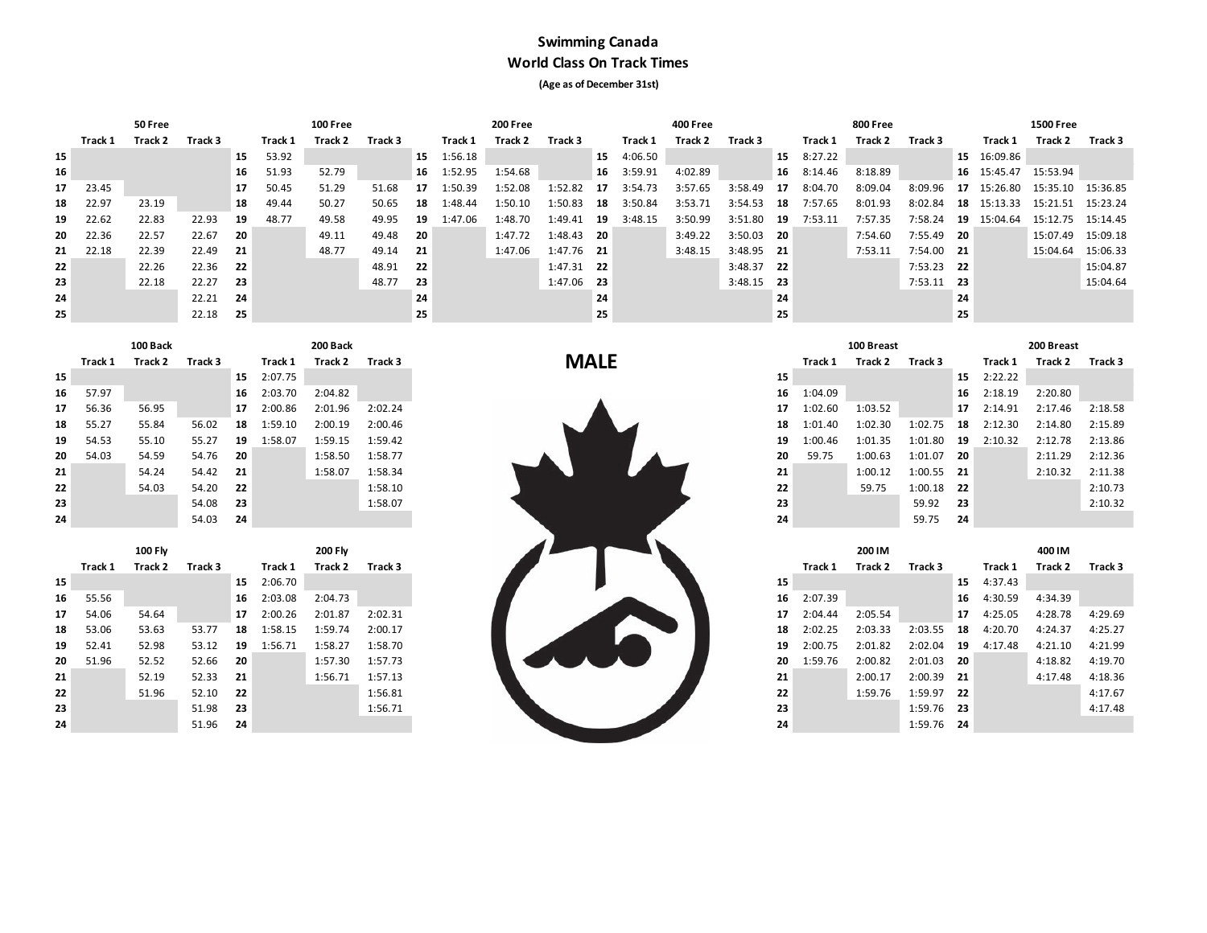# Swimming Canada

## World Class On Track Times

**(Age as of December 31st)**

## MALE

### 50 Free

| | Track 1 | Track 2 | Track 3 |
|---|---|---|---|
| 15 | | | |
| 16 | | | |
| 17 | 23.45 | | |
| 18 | 22.97 | 23.19 | |
| 19 | 22.62 | 22.83 | 22.93 |
| 20 | 22.36 | 22.57 | 22.67 |
| 21 | 22.18 | 22.39 | 22.49 |
| 22 | | 22.26 | 22.36 |
| 23 | | 22.18 | 22.27 |
| 24 | | | 22.21 |
| 25 | | | 22.18 |

### 100 Free

| | Track 1 | Track 2 | Track 3 |
|---|---|---|---|
| 15 | 53.92 | | |
| 16 | 51.93 | 52.79 | |
| 17 | 50.45 | 51.29 | 51.68 |
| 18 | 49.44 | 50.27 | 50.65 |
| 19 | 48.77 | 49.58 | 49.95 |
| 20 | | 49.11 | 49.48 |
| 21 | | 48.77 | 49.14 |
| 22 | | | 48.91 |
| 23 | | | 48.77 |
| 24 | | | |
| 25 | | | |

### 200 Free

| | Track 1 | Track 2 | Track 3 |
|---|---|---|---|
| 15 | 1:56.18 | | |
| 16 | 1:52.95 | 1:54.68 | |
| 17 | 1:50.39 | 1:52.08 | 1:52.82 |
| 18 | 1:48.44 | 1:50.10 | 1:50.83 |
| 19 | 1:47.06 | 1:48.70 | 1:49.41 |
| 20 | | 1:47.72 | 1:48.43 |
| 21 | | 1:47.06 | 1:47.76 |
| 22 | | | 1:47.31 |
| 23 | | | 1:47.06 |
| 24 | | | |
| 25 | | | |

### 400 Free

| | Track 1 | Track 2 | Track 3 |
|---|---|---|---|
| 15 | 4:06.50 | | |
| 16 | 3:59.91 | 4:02.89 | |
| 17 | 3:54.73 | 3:57.65 | 3:58.49 |
| 18 | 3:50.84 | 3:53.71 | 3:54.53 |
| 19 | 3:48.15 | 3:50.99 | 3:51.80 |
| 20 | | 3:49.22 | 3:50.03 |
| 21 | | 3:48.15 | 3:48.95 |
| 22 | | | 3:48.37 |
| 23 | | | 3:48.15 |
| 24 | | | |
| 25 | | | |

### 800 Free

| | Track 1 | Track 2 | Track 3 |
|---|---|---|---|
| 15 | 8:27.22 | | |
| 16 | 8:14.46 | 8:18.89 | |
| 17 | 8:04.70 | 8:09.04 | 8:09.96 |
| 18 | 7:57.65 | 8:01.93 | 8:02.84 |
| 19 | 7:53.11 | 7:57.35 | 7:58.24 |
| 20 | | 7:54.60 | 7:55.49 |
| 21 | | 7:53.11 | 7:54.00 |
| 22 | | | 7:53.23 |
| 23 | | | 7:53.11 |
| 24 | | | |
| 25 | | | |

### 1500 Free

| | Track 1 | Track 2 | Track 3 |
|---|---|---|---|
| 15 | 16:09.86 | | |
| 16 | 15:45.47 | 15:53.94 | |
| 17 | 15:26.80 | 15:35.10 | 15:36.85 |
| 18 | 15:13.33 | 15:21.51 | 15:23.24 |
| 19 | 15:04.64 | 15:12.75 | 15:14.45 |
| 20 | | 15:07.49 | 15:09.18 |
| 21 | | 15:04.64 | 15:06.33 |
| 22 | | | 15:04.87 |
| 23 | | | 15:04.64 |
| 24 | | | |
| 25 | | | |

### 100 Back

| | Track 1 | Track 2 | Track 3 |
|---|---|---|---|
| 15 | | | |
| 16 | 57.97 | | |
| 17 | 56.36 | 56.95 | |
| 18 | 55.27 | 55.84 | 56.02 |
| 19 | 54.53 | 55.10 | 55.27 |
| 20 | 54.03 | 54.59 | 54.76 |
| 21 | | 54.24 | 54.42 |
| 22 | | 54.03 | 54.20 |
| 23 | | | 54.08 |
| 24 | | | 54.03 |

### 200 Back

| | Track 1 | Track 2 | Track 3 |
|---|---|---|---|
| 15 | 2:07.75 | | |
| 16 | 2:03.70 | 2:04.82 | |
| 17 | 2:00.86 | 2:01.96 | 2:02.24 |
| 18 | 1:59.10 | 2:00.19 | 2:00.46 |
| 19 | 1:58.07 | 1:59.15 | 1:59.42 |
| 20 | | 1:58.50 | 1:58.77 |
| 21 | | 1:58.07 | 1:58.34 |
| 22 | | | 1:58.10 |
| 23 | | | 1:58.07 |
| 24 | | | |

### 100 Breast

| | Track 1 | Track 2 | Track 3 |
|---|---|---|---|
| 15 | | | |
| 16 | 1:04.09 | | |
| 17 | 1:02.60 | 1:03.52 | |
| 18 | 1:01.40 | 1:02.30 | 1:02.75 |
| 19 | 1:00.46 | 1:01.35 | 1:01.80 |
| 20 | 59.75 | 1:00.63 | 1:01.07 |
| 21 | | 1:00.12 | 1:00.55 |
| 22 | | 59.75 | 1:00.18 |
| 23 | | | 59.92 |
| 24 | | | 59.75 |

### 200 Breast

| | Track 1 | Track 2 | Track 3 |
|---|---|---|---|
| 15 | 2:22.22 | | |
| 16 | 2:18.19 | 2:20.80 | |
| 17 | 2:14.91 | 2:17.46 | 2:18.58 |
| 18 | 2:12.30 | 2:14.80 | 2:15.89 |
| 19 | 2:10.32 | 2:12.78 | 2:13.86 |
| 20 | | 2:11.29 | 2:12.36 |
| 21 | | 2:10.32 | 2:11.38 |
| 22 | | | 2:10.73 |
| 23 | | | 2:10.32 |
| 24 | | | |

### 100 Fly

| | Track 1 | Track 2 | Track 3 |
|---|---|---|---|
| 15 | | | |
| 16 | 55.56 | | |
| 17 | 54.06 | 54.64 | |
| 18 | 53.06 | 53.63 | 53.77 |
| 19 | 52.41 | 52.98 | 53.12 |
| 20 | 51.96 | 52.52 | 52.66 |
| 21 | | 52.19 | 52.33 |
| 22 | | 51.96 | 52.10 |
| 23 | | | 51.98 |
| 24 | | | 51.96 |

### 200 Fly

| | Track 1 | Track 2 | Track 3 |
|---|---|---|---|
| 15 | 2:06.70 | | |
| 16 | 2:03.08 | 2:04.73 | |
| 17 | 2:00.26 | 2:01.87 | 2:02.31 |
| 18 | 1:58.15 | 1:59.74 | 2:00.17 |
| 19 | 1:56.71 | 1:58.27 | 1:58.70 |
| 20 | | 1:57.30 | 1:57.73 |
| 21 | | 1:56.71 | 1:57.13 |
| 22 | | | 1:56.81 |
| 23 | | | 1:56.71 |
| 24 | | | |

### 200 IM

| | Track 1 | Track 2 | Track 3 |
|---|---|---|---|
| 15 | | | |
| 16 | 2:07.39 | | |
| 17 | 2:04.44 | 2:05.54 | |
| 18 | 2:02.25 | 2:03.33 | 2:03.55 |
| 19 | 2:00.75 | 2:01.82 | 2:02.04 |
| 20 | 1:59.76 | 2:00.82 | 2:01.03 |
| 21 | | 2:00.17 | 2:00.39 |
| 22 | | 1:59.76 | 1:59.97 |
| 23 | | | 1:59.76 |
| 24 | | | 1:59.76 |

### 400 IM

| | Track 1 | Track 2 | Track 3 |
|---|---|---|---|
| 15 | 4:37.43 | | |
| 16 | 4:30.59 | 4:34.39 | |
| 17 | 4:25.05 | 4:28.78 | 4:29.69 |
| 18 | 4:20.70 | 4:24.37 | 4:25.27 |
| 19 | 4:17.48 | 4:21.10 | 4:21.99 |
| 20 | | 4:18.82 | 4:19.70 |
| 21 | | 4:17.48 | 4:18.36 |
| 22 | | | 4:17.67 |
| 23 | | | 4:17.48 |
| 24 | | | |